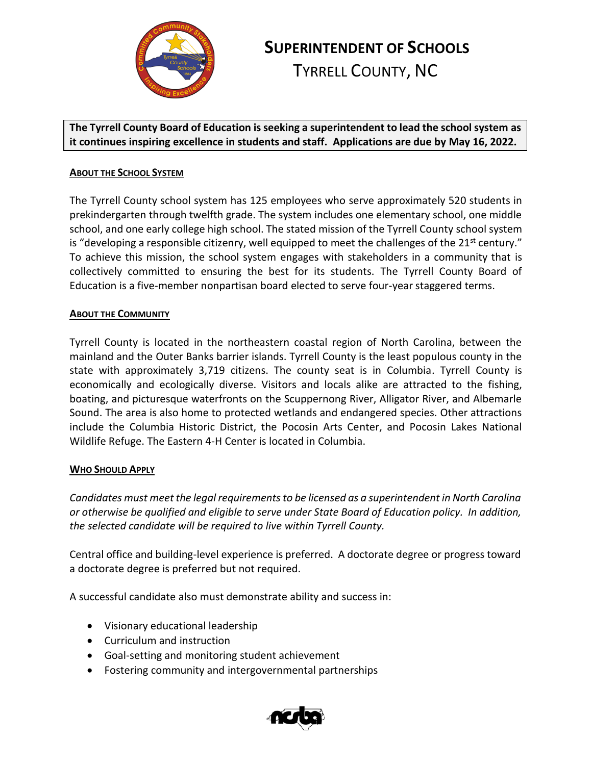# SUPERINTENDENT OF SCHOOLS

## TYRRELL COUNTY, NC

**The Tyrrell County Board of Education is seeking a superintendent to lead the school system as it continues inspiring excellence in students and staff. Applications are due by May 16, 2022.**

### ABOUT THE SCHOOL SYSTEM

The Tyrrell County school system has 125 employees who serve approximately 520 students in prekindergarten through twelfth grade. The system includes one elementary school, one middle school, and one early college high school. The stated mission of the Tyrrell County school system is "developing a responsible citizenry, well equipped to meet the challenges of the 21st century." To achieve this mission, the school system engages with stakeholders in a community that is collectively committed to ensuring the best for its students. The Tyrrell County Board of Education is a five-member nonpartisan board elected to serve four-year staggered terms.

### ABOUT THE COMMUNITY

Tyrrell County is located in the northeastern coastal region of North Carolina, between the mainland and the Outer Banks barrier islands. Tyrrell County is the least populous county in the state with approximately 3,719 citizens. The county seat is in Columbia. Tyrrell County is economically and ecologically diverse. Visitors and locals alike are attracted to the fishing, boating, and picturesque waterfronts on the Scuppernong River, Alligator River, and Albemarle Sound. The area is also home to protected wetlands and endangered species. Other attractions include the Columbia Historic District, the Pocosin Arts Center, and Pocosin Lakes National Wildlife Refuge. The Eastern 4-H Center is located in Columbia.

### WHO SHOULD APPLY

*Candidates must meet the legal requirements to be licensed as a superintendent in North Carolina or otherwise be qualified and eligible to serve under State Board of Education policy. In addition, the selected candidate will be required to live within Tyrrell County.*

Central office and building-level experience is preferred. A doctorate degree or progress toward a doctorate degree is preferred but not required.

A successful candidate also must demonstrate ability and success in:

- Visionary educational leadership
- Curriculum and instruction
- Goal-setting and monitoring student achievement
- Fostering community and intergovernmental partnerships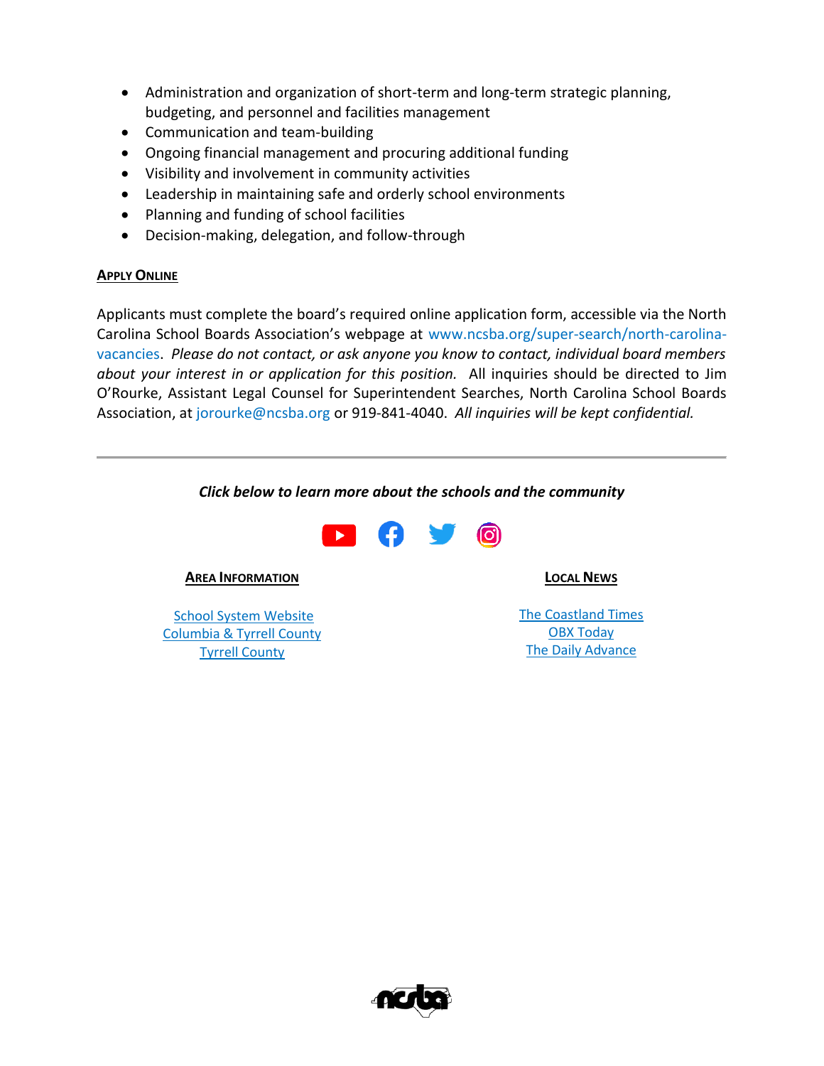- Administration and organization of short-term and long-term strategic planning, budgeting, and personnel and facilities management
- Communication and team-building
- Ongoing financial management and procuring additional funding
- Visibility and involvement in community activities
- Leadership in maintaining safe and orderly school environments
- Planning and funding of school facilities
- Decision-making, delegation, and follow-through

## Apply Online

Applicants must complete the board's required online application form, accessible via the North Carolina School Boards Association's webpage at www.ncsba.org/super-search/north-carolina-vacancies. *Please do not contact, or ask anyone you know to contact, individual board members about your interest in or application for this position.* All inquiries should be directed to Jim O'Rourke, Assistant Legal Counsel for Superintendent Searches, North Carolina School Boards Association, at jorourke@ncsba.org or 919-841-4040. *All inquiries will be kept confidential.*

---

***Click below to learn more about the schools and the community***

### Area Information

School System Website
Columbia & Tyrrell County
Tyrrell County

### Local News

The Coastland Times
OBX Today
The Daily Advance